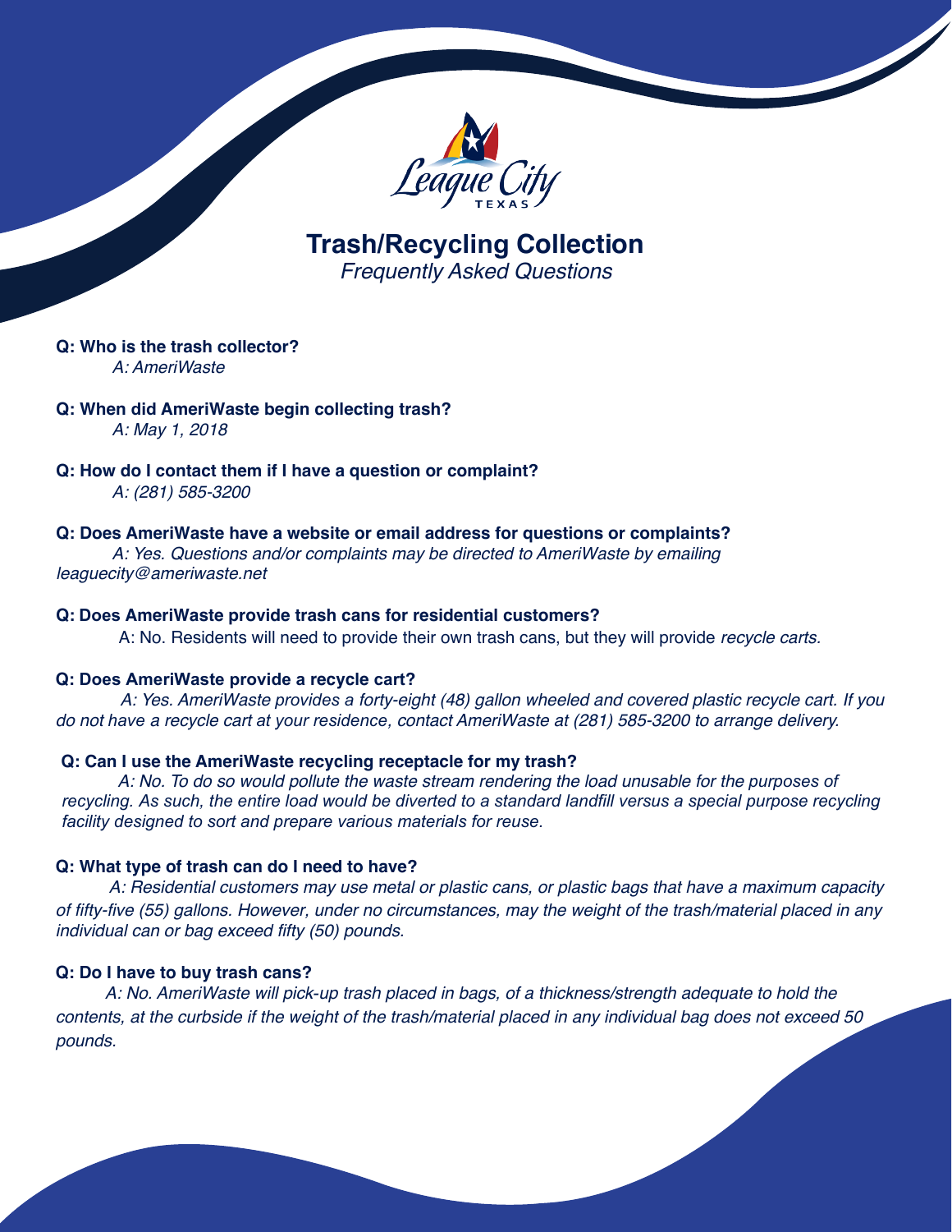League City TEXAS

# Trash/Recycling Collection

*Frequently Asked Questions*

**Q: Who is the trash collector?**

*A: AmeriWaste*

**Q: When did AmeriWaste begin collecting trash?**

*A: May 1, 2018*

**Q: How do I contact them if I have a question or complaint?**

*A: (281) 585-3200*

**Q: Does AmeriWaste have a website or email address for questions or complaints?**

*A: Yes. Questions and/or complaints may be directed to AmeriWaste by emailing leaguecity@ameriwaste.net*

**Q: Does AmeriWaste provide trash cans for residential customers?**

A: No. Residents will need to provide their own trash cans, but they will provide *recycle carts.*

**Q: Does AmeriWaste provide a recycle cart?**

*A: Yes. AmeriWaste provides a forty-eight (48) gallon wheeled and covered plastic recycle cart. If you do not have a recycle cart at your residence, contact AmeriWaste at (281) 585-3200 to arrange delivery.*

**Q: Can I use the AmeriWaste recycling receptacle for my trash?**

*A: No. To do so would pollute the waste stream rendering the load unusable for the purposes of recycling. As such, the entire load would be diverted to a standard landfill versus a special purpose recycling facility designed to sort and prepare various materials for reuse.*

**Q: What type of trash can do I need to have?**

*A: Residential customers may use metal or plastic cans, or plastic bags that have a maximum capacity of fifty-five (55) gallons. However, under no circumstances, may the weight of the trash/material placed in any individual can or bag exceed fifty (50) pounds.*

**Q: Do I have to buy trash cans?**

*A: No. AmeriWaste will pick-up trash placed in bags, of a thickness/strength adequate to hold the contents, at the curbside if the weight of the trash/material placed in any individual bag does not exceed 50 pounds.*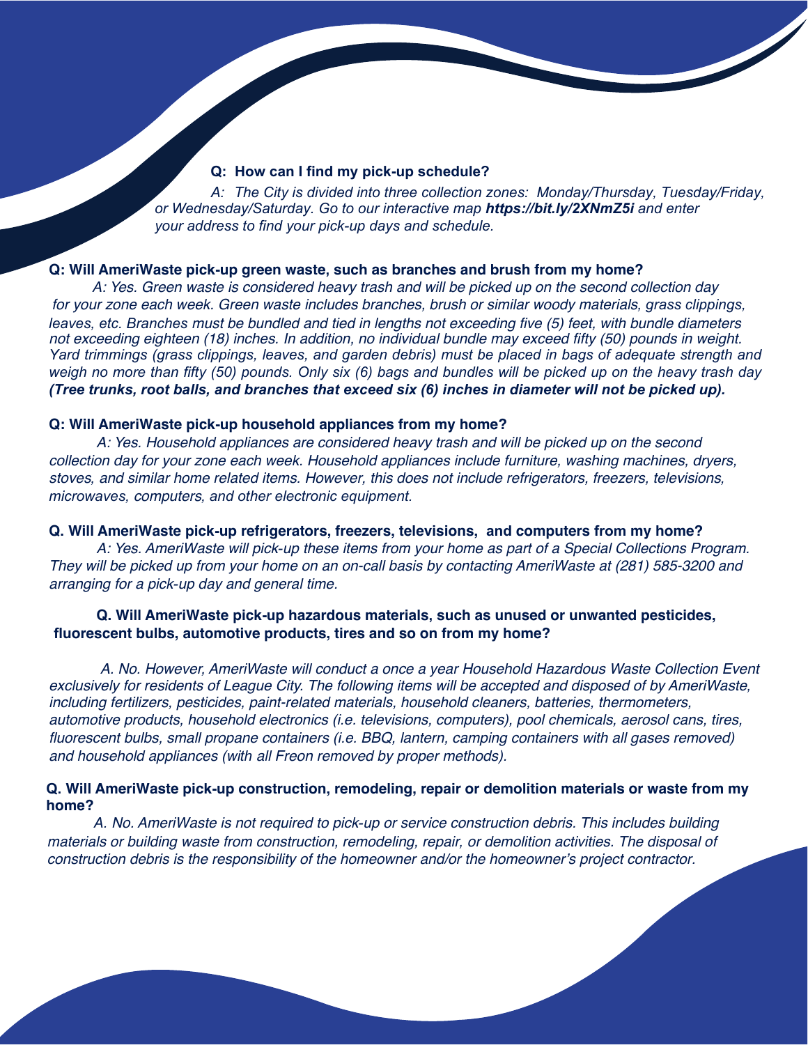**Q: How can I find my pick-up schedule?**

*A: The City is divided into three collection zones: Monday/Thursday, Tuesday/Friday, or Wednesday/Saturday. Go to our interactive map **https://bit.ly/2XNmZ5i** and enter your address to find your pick-up days and schedule.*

**Q: Will AmeriWaste pick-up green waste, such as branches and brush from my home?**

*A: Yes. Green waste is considered heavy trash and will be picked up on the second collection day for your zone each week. Green waste includes branches, brush or similar woody materials, grass clippings, leaves, etc. Branches must be bundled and tied in lengths not exceeding five (5) feet, with bundle diameters not exceeding eighteen (18) inches. In addition, no individual bundle may exceed fifty (50) pounds in weight. Yard trimmings (grass clippings, leaves, and garden debris) must be placed in bags of adequate strength and weigh no more than fifty (50) pounds. Only six (6) bags and bundles will be picked up on the heavy trash day **(Tree trunks, root balls, and branches that exceed six (6) inches in diameter will not be picked up).***

**Q: Will AmeriWaste pick-up household appliances from my home?**

*A: Yes. Household appliances are considered heavy trash and will be picked up on the second collection day for your zone each week. Household appliances include furniture, washing machines, dryers, stoves, and similar home related items. However, this does not include refrigerators, freezers, televisions, microwaves, computers, and other electronic equipment.*

**Q. Will AmeriWaste pick-up refrigerators, freezers, televisions, and computers from my home?**

*A: Yes. AmeriWaste will pick-up these items from your home as part of a Special Collections Program. They will be picked up from your home on an on-call basis by contacting AmeriWaste at (281) 585-3200 and arranging for a pick-up day and general time.*

**Q. Will AmeriWaste pick-up hazardous materials, such as unused or unwanted pesticides, fluorescent bulbs, automotive products, tires and so on from my home?**

*A. No. However, AmeriWaste will conduct a once a year Household Hazardous Waste Collection Event exclusively for residents of League City. The following items will be accepted and disposed of by AmeriWaste, including fertilizers, pesticides, paint-related materials, household cleaners, batteries, thermometers, automotive products, household electronics (i.e. televisions, computers), pool chemicals, aerosol cans, tires, fluorescent bulbs, small propane containers (i.e. BBQ, lantern, camping containers with all gases removed) and household appliances (with all Freon removed by proper methods).*

**Q. Will AmeriWaste pick-up construction, remodeling, repair or demolition materials or waste from my home?**

*A. No. AmeriWaste is not required to pick-up or service construction debris. This includes building materials or building waste from construction, remodeling, repair, or demolition activities. The disposal of construction debris is the responsibility of the homeowner and/or the homeowner's project contractor.*